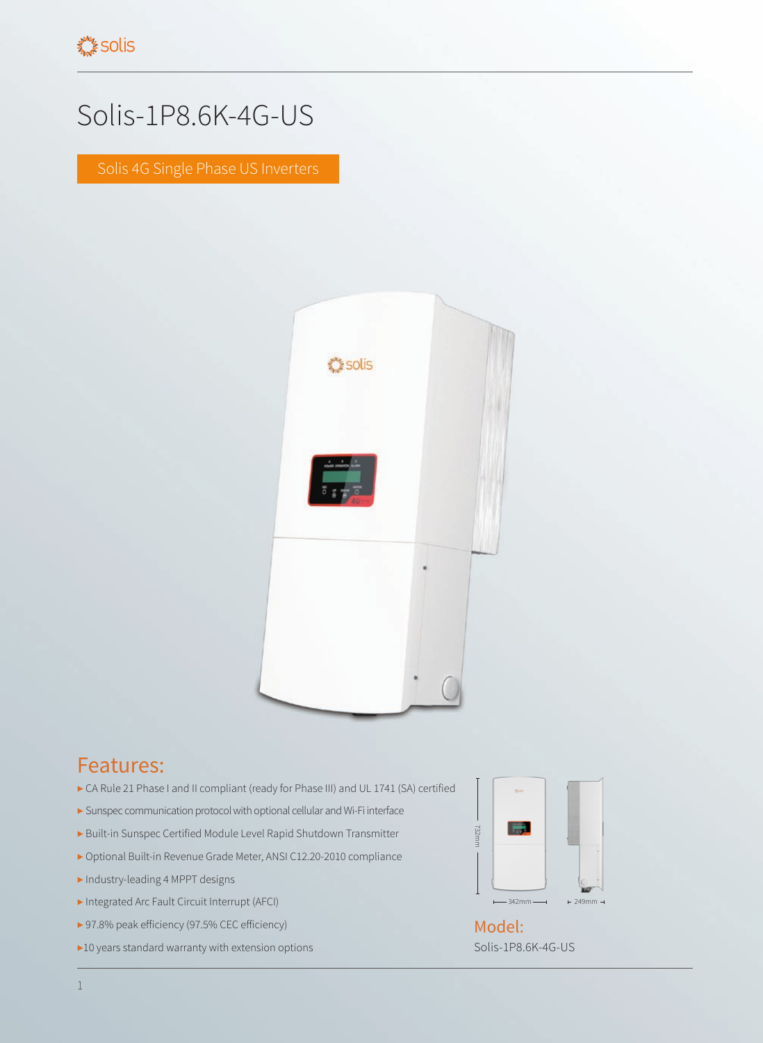# Solis-1P8.6K-4G-US

Solis 4G Single Phase US Inverters

## Features:

- ▶ CA Rule 21 Phase I and II compliant (ready for Phase III) and UL 1741 (SA) certified
- ▶ Sunspec communication protocol with optional cellular and Wi-Fi interface
- ▶ Built-in Sunspec Certified Module Level Rapid Shutdown Transmitter
- ▶ Optional Built-in Revenue Grade Meter, ANSI C12.20-2010 compliance
- ▶ Industry-leading 4 MPPT designs
- ▶ Integrated Arc Fault Circuit Interrupt (AFCI)
- ▶ 97.8% peak efficiency (97.5% CEC efficiency)
- ▶ 10 years standard warranty with extension options

732mm

342mm

249mm

## Model:

Solis-1P8.6K-4G-US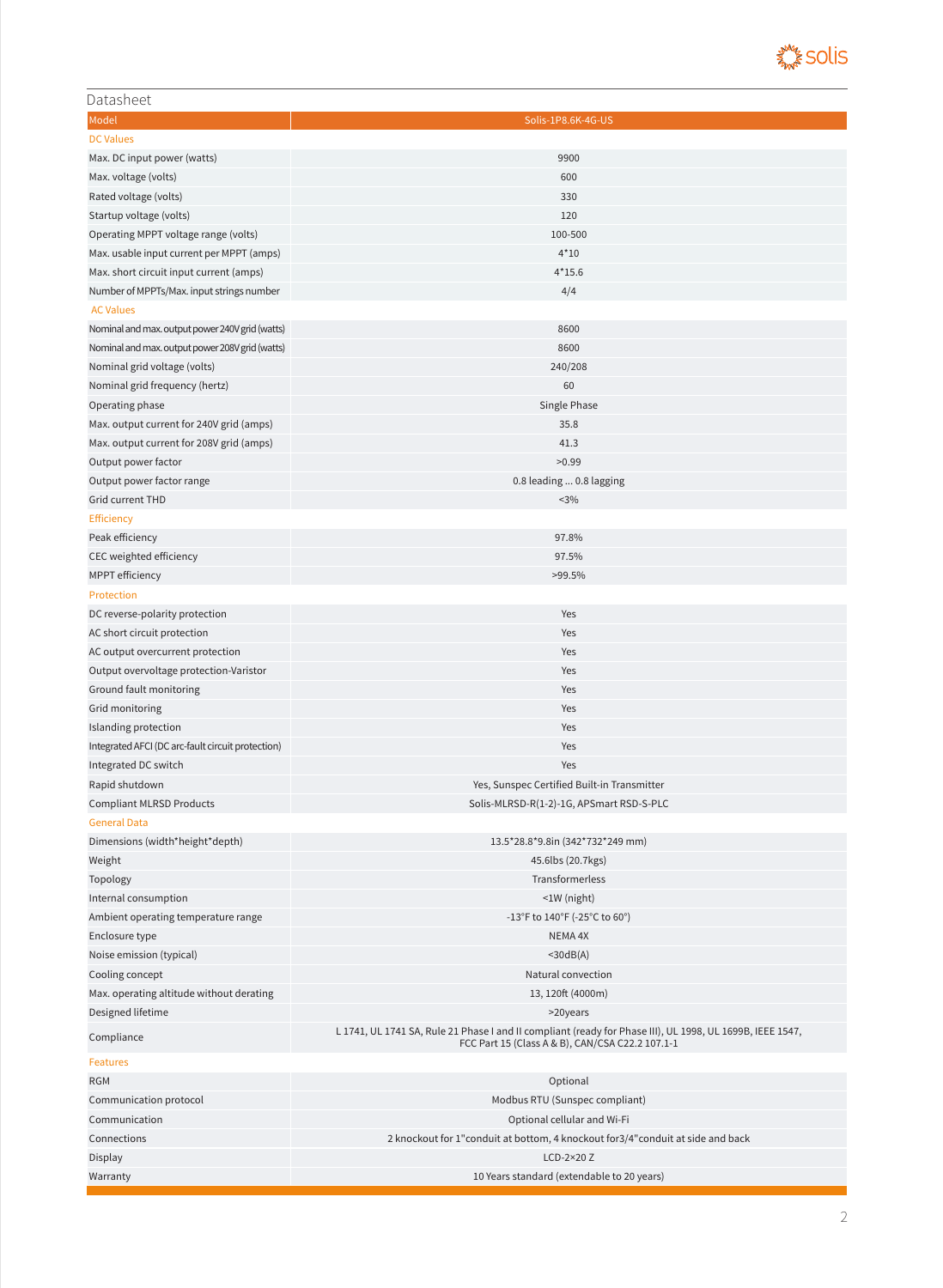Datasheet

| Model | Solis-1P8.6K-4G-US |
|---|---|
| **DC Values** | |
| Max. DC input power (watts) | 9900 |
| Max. voltage (volts) | 600 |
| Rated voltage (volts) | 330 |
| Startup voltage (volts) | 120 |
| Operating MPPT voltage range (volts) | 100-500 |
| Max. usable input current per MPPT (amps) | 4*10 |
| Max. short circuit input current (amps) | 4*15.6 |
| Number of MPPTs/Max. input strings number | 4/4 |
| **AC Values** | |
| Nominal and max. output power 240V grid (watts) | 8600 |
| Nominal and max. output power 208V grid (watts) | 8600 |
| Nominal grid voltage (volts) | 240/208 |
| Nominal grid frequency (hertz) | 60 |
| Operating phase | Single Phase |
| Max. output current for 240V grid (amps) | 35.8 |
| Max. output current for 208V grid (amps) | 41.3 |
| Output power factor | >0.99 |
| Output power factor range | 0.8 leading ... 0.8 lagging |
| Grid current THD | <3% |
| **Efficiency** | |
| Peak efficiency | 97.8% |
| CEC weighted efficiency | 97.5% |
| MPPT efficiency | >99.5% |
| **Protection** | |
| DC reverse-polarity protection | Yes |
| AC short circuit protection | Yes |
| AC output overcurrent protection | Yes |
| Output overvoltage protection-Varistor | Yes |
| Ground fault monitoring | Yes |
| Grid monitoring | Yes |
| Islanding protection | Yes |
| Integrated AFCI (DC arc-fault circuit protection) | Yes |
| Integrated DC switch | Yes |
| Rapid shutdown | Yes, Sunspec Certified Built-in Transmitter |
| Compliant MLRSD Products | Solis-MLRSD-R(1-2)-1G, APSmart RSD-S-PLC |
| **General Data** | |
| Dimensions (width*height*depth) | 13.5*28.8*9.8in (342*732*249 mm) |
| Weight | 45.6lbs (20.7kgs) |
| Topology | Transformerless |
| Internal consumption | <1W (night) |
| Ambient operating temperature range | -13°F to 140°F (-25°C to 60°) |
| Enclosure type | NEMA 4X |
| Noise emission (typical) | <30dB(A) |
| Cooling concept | Natural convection |
| Max. operating altitude without derating | 13, 120ft (4000m) |
| Designed lifetime | >20years |
| Compliance | L 1741, UL 1741 SA, Rule 21 Phase I and II compliant (ready for Phase III), UL 1998, UL 1699B, IEEE 1547, FCC Part 15 (Class A & B), CAN/CSA C22.2 107.1-1 |
| **Features** | |
| RGM | Optional |
| Communication protocol | Modbus RTU (Sunspec compliant) |
| Communication | Optional cellular and Wi-Fi |
| Connections | 2 knockout for 1"conduit at bottom, 4 knockout for3/4"conduit at side and back |
| Display | LCD-2×20 Z |
| Warranty | 10 Years standard (extendable to 20 years) |